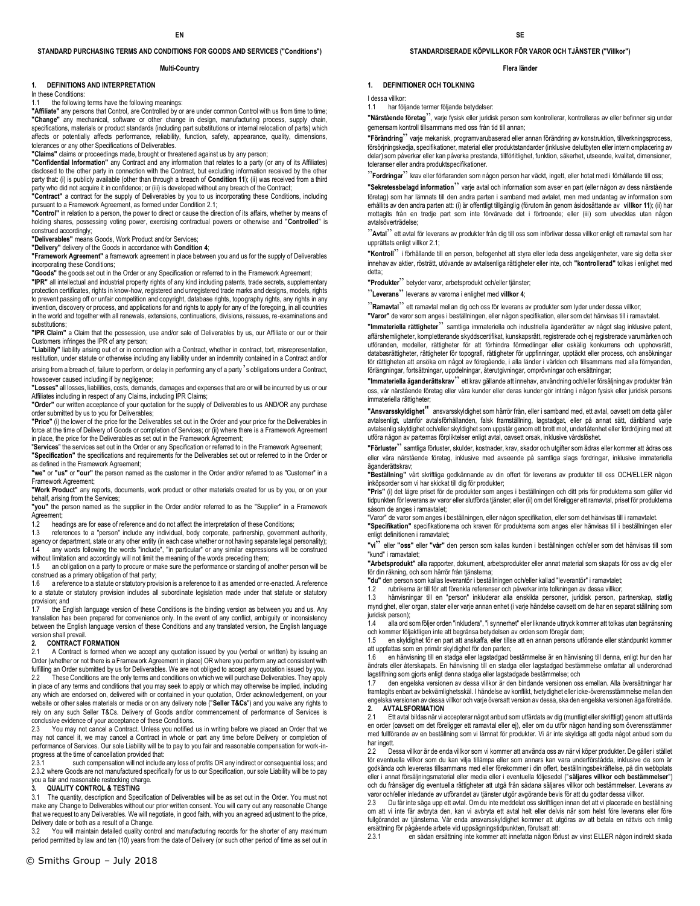EN

# STANDARD PURCHASING TERMS AND CONDITIONS FOR GOODS AND SERVICES ("Conditions")

**Multi-Country**

## 1. DEFINITIONS AND INTERPRETATION

In these Conditions:

1.1 the following terms have the following meanings:

**"Affiliate"** any persons that Control, are Controlled by or are under common Control with us from time to time;

**"Change"** any mechanical, software or other change in design, manufacturing process, supply chain, specifications, materials or product standards (including part substitutions or internal relocation of parts) which affects or potentially affects performance, reliability, function, safety, appearance, quality, dimensions, tolerances or any other Specifications of Deliverables.

**"Claims"** claims or proceedings made, brought or threatened against us by any person;

**"Confidential Information"** any Contract and any information that relates to a party (or any of its Affiliates) disclosed to the other party in connection with the Contract, but excluding information received by the other party that: (i) is publicly available (other than through a breach of **Condition 11**); (ii) was received from a third party who did not acquire it in confidence; or (iii) is developed without any breach of the Contract;

**"Contract"** a contract for the supply of Deliverables by you to us incorporating these Conditions, including pursuant to a Framework Agreement, as formed under Condition 2.1;

**"Control"** in relation to a person, the power to direct or cause the direction of its affairs, whether by means of holding shares, possessing voting power, exercising contractual powers or otherwise and "**Controlled**" is construed accordingly;

**"Deliverables"** means Goods, Work Product and/or Services;

**"Delivery"** delivery of the Goods in accordance with **Condition 4**;

**"Framework Agreement"** a framework agreement in place between you and us for the supply of Deliverables incorporating these Conditions;

**"Goods"** the goods set out in the Order or any Specification or referred to in the Framework Agreement;

**"IPR"** all intellectual and industrial property rights of any kind including patents, trade secrets, supplementary protection certificates, rights in know-how, registered and unregistered trade marks and designs, models, rights to prevent passing off or unfair competition and copyright, database rights, topography rights, any rights in any invention, discovery or process, and applications for and rights to apply for any of the foregoing, in all countries in the world and together with all renewals, extensions, continuations, divisions, reissues, re-examinations and substitutions;

**"IPR Claim"** a Claim that the possession, use and/or sale of Deliverables by us, our Affiliate or our or their Customers infringes the IPR of any person;

**"Liability"** liability arising out of or in connection with a Contract, whether in contract, tort, misrepresentation, restitution, under statute or otherwise including any liability under an indemnity contained in a Contract and/or arising from a breach of, failure to perform, or delay in performing any of a party's obligations under a Contract, howsoever caused including if by negligence;

**"Losses"** all losses, liabilities, costs, demands, damages and expenses that are or will be incurred by us or our Affiliates including in respect of any Claims, including IPR Claims;

**"Order"** our written acceptance of your quotation for the supply of Deliverables to us AND/OR any purchase order submitted by us to you for Deliverables;

**"Price"** (i) the lower of the price for the Deliverables set out in the Order and your price for the Deliverables in force at the time of Delivery of Goods or completion of Services; or (ii) where there is a Framework Agreement in place, the price for the Deliverables as set out in the Framework Agreement;

"**Services**" the services set out in the Order or any Specification or referred to in the Framework Agreement;

**"Specification"** the specifications and requirements for the Deliverables set out or referred to in the Order or as defined in the Framework Agreement;

**"we"** or **"us"** or **"our"** the person named as the customer in the Order and/or referred to as "Customer" in a Framework Agreement;

**"Work Product"** any reports, documents, work product or other materials created for us by you, or on your behalf, arising from the Services;

**"you"** the person named as the supplier in the Order and/or referred to as the "Supplier" in a Framework Agreement;

1.2 headings are for ease of reference and do not affect the interpretation of these Conditions;

1.3 references to a "person" include any individual, body corporate, partnership, government authority, agency or department, state or any other entity (in each case whether or not having separate legal personality);

1.4 any words following the words "include", "in particular" or any similar expressions will be construed without limitation and accordingly will not limit the meaning of the words preceding them;

1.5 an obligation on a party to procure or make sure the performance or standing of another person will be construed as a primary obligation of that party;

1.6 a reference to a statute or statutory provision is a reference to it as amended or re-enacted. A reference to a statute or statutory provision includes all subordinate legislation made under that statute or statutory provision; and

1.7 the English language version of these Conditions is the binding version as between you and us. Any translation has been prepared for convenience only. In the event of any conflict, ambiguity or inconsistency between the English language version of these Conditions and any translated version, the English language version shall prevail.

## 2. CONTRACT FORMATION

2.1 A Contract is formed when we accept any quotation issued by you (verbal or written) by issuing an Order (whether or not there is a Framework Agreement in place) OR where you perform any act consistent with fulfilling an Order submitted by us for Deliverables. We are not obliged to accept any quotation issued by you.

2.2 These Conditions are the only terms and conditions on which we will purchase Deliverables. They apply in place of any terms and conditions that you may seek to apply or which may otherwise be implied, including any which are endorsed on, delivered with or contained in your quotation, Order acknowledgement, on your website or other sales materials or media or on any delivery note ("**Seller T&Cs**") and you waive any rights to rely on any such Seller T&Cs. Delivery of Goods and/or commencement of performance of Services is conclusive evidence of your acceptance of these Conditions.

2.3 You may not cancel a Contract. Unless you notified us in writing before we placed an Order that we may not cancel it, we may cancel a Contract in whole or part any time before Delivery or completion of performance of Services. Our sole Liability will be to pay to you fair and reasonable compensation for work-in-progress at the time of cancellation provided that:

2.3.1 such compensation will not include any loss of profits OR any indirect or consequential loss; and

2.3.2 where Goods are not manufactured specifically for us to our Specification, our sole Liability will be to pay you a fair and reasonable restocking charge.

## 3. QUALITY CONTROL & TESTING

3.1 The quantity, description and Specification of Deliverables will be as set out in the Order. You must not make any Change to Deliverables without our prior written consent. You will carry out any reasonable Change that we request to any Deliverables. We will negotiate, in good faith, with you an agreed adjustment to the price, Delivery date or both as a result of a Change.

3.2 You will maintain detailed quality control and manufacturing records for the shorter of any maximum period permitted by law and ten (10) years from the date of Delivery (or such other period of time as set out in

SE

# STANDARDISERADE KÖPVILLKOR FÖR VAROR OCH TJÄNSTER ("Villkor")

**Flera länder**

## 1. DEFINITIONER OCH TOLKNING

I dessa villkor:

1.1 har följande termer följande betydelser:

**"Närstående företag"**, varje fysisk eller juridisk person som kontrollerar, kontrolleras av eller befinner sig under gemensam kontroll tillsammans med oss från tid till annan;

**"Förändring"** varje mekanisk, programvarubaserad eller annan förändring av konstruktion, tillverkningsprocess, försörjningskedja, specifikationer, material eller produktstandarder (inklusive delutbyten eller intern omplacering av delar) som påverkar eller kan påverka prestanda, tillförlitlighet, funktion, säkerhet, utseende, kvalitet, dimensioner, toleranser eller andra produktspecifikationer.

**"Fordringar"** krav eller förfaranden som någon person har väckt, ingett, eller hotat med i förhållande till oss;

**"Sekretessbelagd information"** varje avtal och information som avser en part (eller någon av dess närstående företag) som har lämnats till den andra parten i samband med avtalet, men med undantag av information som erhållits av den andra parten att: (i) är offentligt tillgänglig (förutom än genom åsidosättande av **villkor 11**); (ii) har mottagits från en tredje part som inte förvärvade det i förtroende; eller (iii) som utvecklas utan någon avtalsöverträdelse;

**"Avtal"** ett avtal för leverans av produkter från dig till oss som införlivar dessa villkor enligt ett ramavtal som har upprättats enligt villkor 2.1;

**"Kontroll"** i förhållande till en person, befogenhet att styra eller leda dess angelägenheter, vare sig detta sker innehav av aktier, rösträtt, utövande av avtalsenliga rättigheter eller inte, och **"kontrollerad"** tolkas i enlighet med detta;

**"Produkter"** betyder varor, arbetsprodukt och/eller tjänster;

**"Leverans"** leverans av varorna i enlighet med **villkor 4**;

**"Ramavtal"** ett ramavtal mellan dig och oss för leverans av produkter som lyder under dessa villkor;

**"Varor"** de varor som anges i beställningen, eller någon specifikation, eller som det hänvisas till i ramavtalet.

**"Immateriella rättigheter"** samtliga immateriella och industriella äganderätter av något slag inklusive patent, affärshemligheter, kompletterande skyddscertifikat, kunskapsrätt, registrerade och ej registrerade varumärken och utföranden, modeller, rättigheter för att förhindra förmedlingar eller oskälig konkurrens och upphovsrätt, databasrättigheter, rättigheter för topografi, rättigheter för uppfinningar, upptäckt eller process, och ansökningar för rättigheten att ansöka om något av föregående, i alla länder i världen och tillsammans med alla förnyanden, förlängningar, fortsättningar, uppdelningar, återutgivningar, omprövningar och ersättningar;

**"Immateriella äganderättskrav"** ett krav gällande att innehav, användning och/eller försäljning av produkter från oss, vår närstående företag eller våra kunder eller deras kunder gör intrång i någon fysisk eller juridisk persons immateriella rättigheter;

**"Ansvarsskyldighet"** ansvarsskyldighet som härrör från, eller i samband med, ett avtal, oavsett om detta gäller avtalsenligt, utanför avtalsförhållanden, falsk framställning, lagstadgat, eller på annat sätt, däribland varje avtalsenlig skyldighet och/eller skyldighet som uppstår genom ett brott mot, underlåtenhet eller fördröjning med att utföra någon av parternas förpliktelser enligt avtal, oavsett orsak, inklusive vårdslöshet.

**"Förluster"** samtliga förluster, skulder, kostnader, krav, skador och utgifter som åsdras eller kommer att ådras oss eller våra närstående företag, inklusive med avseende på samtliga slags fordringar, inklusive immateriella äganderättskrav;

**"Beställning"** vårt skriftliga godkännande av din offert för leverans av produkter till oss OCH/ELLER någon inköpsorder som vi har skickat till dig för produkter;

**"Pris"** (i) det lägre priset för de produkter som anges i beställningen och ditt pris för produkterna som gäller vid tidpunkten för leverans av varor eller slutförda tjänster; eller (ii) om det föreligger ett ramavtal, priset för produkterna såsom de anges i ramavtalet;

"Varor" de varor som anges i beställningen, eller någon specifikation, eller som det hänvisas till i ramavtalet.

**"Specifikation"** specifikationerna och kraven för produkterna som anges eller hänvisas till i beställningen eller enligt definitionen i ramavtalet;

**"vi"** eller **"oss"** eller **"vår"** den person som kallas kunden i beställningen och/eller som det hänvisas till som "kund" i ramavtalet;

**"Arbetsprodukt"** alla rapporter, dokument, arbetsprodukter eller annat material som skapats för oss av dig eller för din räkning, och som härrör från tjänsterna;

**"du"** den person som kallas leverantör i beställningen och/eller kallad "leverantör" i ramavtalet;

1.2 rubrikerna är till för att förenkla referenser och påverkar inte tolkningen av dessa villkor;

1.3 hänvisningar till en "person" inkluderar alla enskilda personer, juridisk person, partnerskap, statlig myndighet, eller organ, stater eller varje annan enhet (i varje händelse oavsett om de har en separat ställning som juridisk person);

1.4 alla ord som följer orden "inkludera", "i synnerhet" eller liknande uttryck kommer att tolkas utan begränsning och kommer följaktligen inte att begränsa betydelsen av orden som föregår dem;

1.5 en skyldighet för en part att anskaffa, eller tillse att en annan persons utförande eller ståndpunkt kommer att uppfattas som en primär skyldighet för den parten;

1.6 en hänvisning till en stadga eller lagstadgad bestämmelse är en hänvisning till denna, enligt hur den har ändrats eller återskapats. En hänvisning till en stadga eller lagstadgad bestämmelse omfattar all underordnad lagstiftning som gjorts enligt denna stadga eller lagstadgade bestämmelse; och

1.7 den engelska versionen av dessa villkor är den bindande versionen oss emellan. Alla översättningar har framtagits enbart av bekvämlighetsskäl. I händelse av konflikt, tvetydighet eller icke-överensstämmelse mellan den engelska versionen av dessa villkor och varje översatt version av dessa, ska den engelska versionen äga företräde.

## 2. AVTALSFORMATION

2.1 Ett avtal bildas när vi accepterar något anbud som utfärdats av dig (muntligt eller skriftligt) genom att utfärda en order (oavsett om det föreligger ett ramavtal eller ej), eller om du utför någon handling som överensstämmer med fullförande av en beställning som vi lämnat för produkter. Vi är inte skyldiga att godta något anbud som du har ingett.

2.2 Dessa villkor är de enda villkor som vi kommer att använda oss av när vi köper produkter. De gäller i stället för eventuella villkor som du kan vilja tillämpa eller som annars kan vara underförstådda, inklusive de som är godkända och levereras tillsammans med eller förekommer i din offert, beställningsbekräftelse, på din webbplats eller i annat försäljningsmaterial eller media eller i eventuella följesedel ("**säljares villkor och bestämmelser**") och du frånsäger dig eventuella rättigheter att utgå från sådana säljares villkor och bestämmelser. Leveransen av varor och/eller inledande av utförandet av tjänster utgör avgörande bevis för att du godtar dessa villkor.

2.3 Du får inte säga upp ett avtal. Om du inte meddelat oss skriftligen innan det att vi placerade en beställning om att vi inte får avbryta den, kan vi avbryta ett avtal helt eller delvis när som helst före leverans eller före fullgörandet av tjänsterna. Vår enda ansvarsskyldighet kommer att utgöras av att betala en rättvis och rimlig ersättning för pågående arbete vid uppsägningstidpunkten, förutsatt att:

2.3.1 en sådan ersättning inte kommer att innefatta någon förlust av vinst ELLER någon indirekt skada

© Smiths Group – July 2018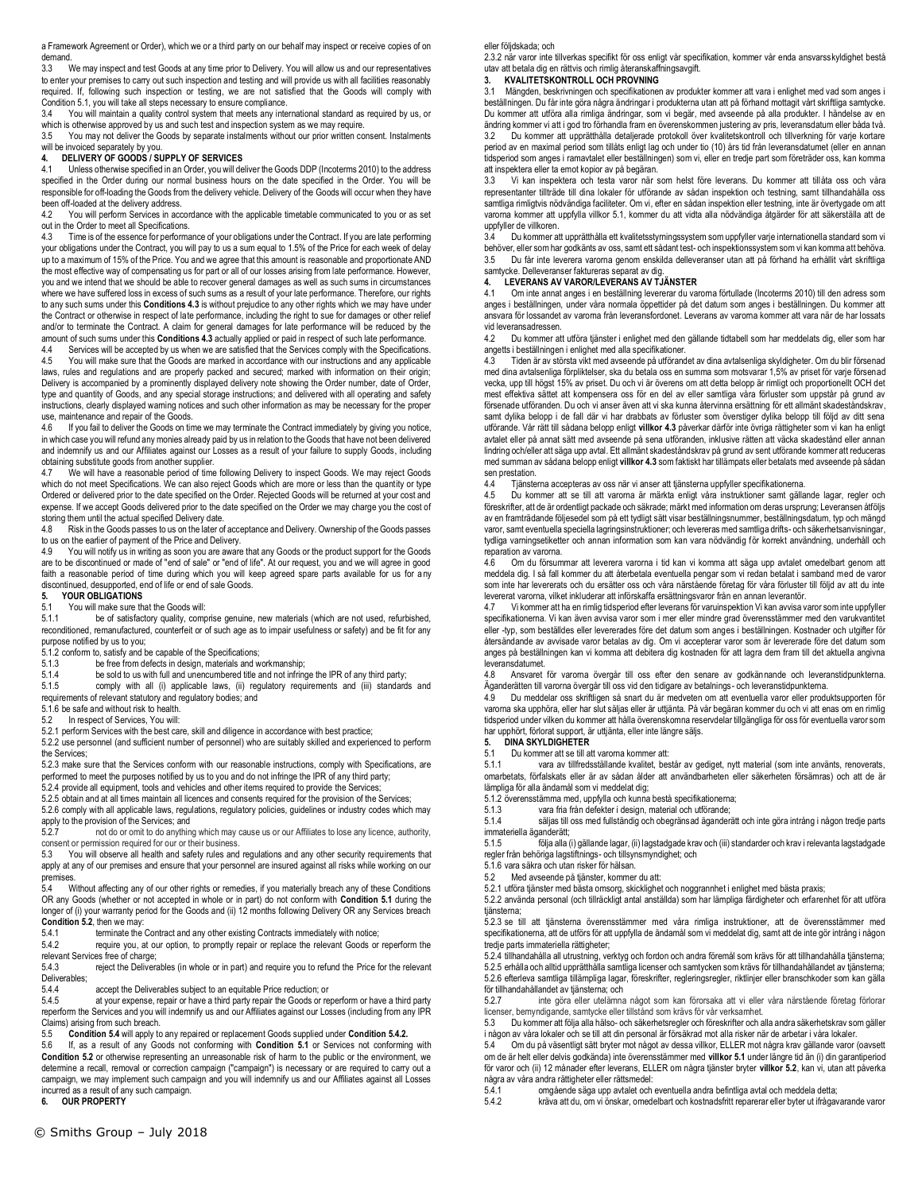a Framework Agreement or Order), which we or a third party on our behalf may inspect or receive copies of on demand.

3.3 We may inspect and test Goods at any time prior to Delivery. You will allow us and our representatives to enter your premises to carry out such inspection and testing and will provide us with all facilities reasonably required. If, following such inspection or testing, we are not satisfied that the Goods will comply with Condition 5.1, you will take all steps necessary to ensure compliance.

3.4 You will maintain a quality control system that meets any international standard as required by us, or which is otherwise approved by us and such test and inspection system as we may require.

3.5 You may not deliver the Goods by separate instalments without our prior written consent. Instalments will be invoiced separately by you.

**4. DELIVERY OF GOODS / SUPPLY OF SERVICES**

4.1 Unless otherwise specified in an Order, you will deliver the Goods DDP (Incoterms 2010) to the address specified in the Order during our normal business hours on the date specified in the Order. You will be responsible for off-loading the Goods from the delivery vehicle. Delivery of the Goods will occur when they have been off-loaded at the delivery address.

4.2 You will perform Services in accordance with the applicable timetable communicated to you or as set out in the Order to meet all Specifications.

4.3 Time is of the essence for performance of your obligations under the Contract. If you are late performing your obligations under the Contract, you will pay to us a sum equal to 1.5% of the Price for each week of delay up to a maximum of 15% of the Price. You and we agree that this amount is reasonable and proportionate AND the most effective way of compensating us for part or all of our losses arising from late performance. However, you and we intend that we should be able to recover general damages as well as such sums in circumstances where we have suffered loss in excess of such sums as a result of your late performance. Therefore, our rights to any such sums under this **Conditions 4.3** is without prejudice to any other rights which we may have under the Contract or otherwise in respect of late performance, including the right to sue for damages or other relief and/or to terminate the Contract. A claim for general damages for late performance will be reduced by the amount of such sums under this **Conditions 4.3** actually applied or paid in respect of such late performance.

4.4 Services will be accepted by us when we are satisfied that the Services comply with the Specifications.

4.5 You will make sure that the Goods are marked in accordance with our instructions and any applicable laws, rules and regulations and are properly packed and secured; marked with information on their origin; Delivery is accompanied by a prominently displayed delivery note showing the Order number, date of Order, type and quantity of Goods, and any special storage instructions; and delivered with all operating and safety instructions, clearly displayed warning notices and such other information as may be necessary for the proper use, maintenance and repair of the Goods.

4.6 If you fail to deliver the Goods on time we may terminate the Contract immediately by giving you notice, in which case you will refund any monies already paid by us in relation to the Goods that have not been delivered and indemnify us and our Affiliates against our Losses as a result of your failure to supply Goods, including obtaining substitute goods from another supplier.

4.7 We will have a reasonable period of time following Delivery to inspect Goods. We may reject Goods which do not meet Specifications. We can also reject Goods which are more or less than the quantity or type Ordered or delivered prior to the date specified on the Order. Rejected Goods will be returned at your cost and expense. If we accept Goods delivered prior to the date specified on the Order we may charge you the cost of storing them until the actual specified Delivery date.

4.8 Risk in the Goods passes to us on the later of acceptance and Delivery. Ownership of the Goods passes to us on the earlier of payment of the Price and Delivery.

4.9 You will notify us in writing as soon you are aware that any Goods or the product support for the Goods are to be discontinued or made of "end of sale" or "end of life". At our request, you and we will agree in good faith a reasonable period of time during which you will keep agreed spare parts available for us for any discontinued, desupported, end of life or end of sale Goods.

**5. YOUR OBLIGATIONS**

5.1 You will make sure that the Goods will:

5.1.1 be of satisfactory quality, comprise genuine, new materials (which are not used, refurbished, reconditioned, remanufactured, counterfeit or of such age as to impair usefulness or safety) and be fit for any purpose notified by us to you;

5.1.2 conform to, satisfy and be capable of the Specifications;

5.1.3 be free from defects in design, materials and workmanship;

5.1.4 be sold to us with full and unencumbered title and not infringe the IPR of any third party;

5.1.5 comply with all (i) applicable laws, (ii) regulatory requirements and (iii) standards and requirements of relevant statutory and regulatory bodies; and

5.1.6 be safe and without risk to health.

5.2 In respect of Services, You will:

5.2.1 perform Services with the best care, skill and diligence in accordance with best practice;

5.2.2 use personnel (and sufficient number of personnel) who are suitably skilled and experienced to perform the Services;

5.2.3 make sure that the Services conform with our reasonable instructions, comply with Specifications, are performed to meet the purposes notified by us to you and do not infringe the IPR of any third party;

5.2.4 provide all equipment, tools and vehicles and other items required to provide the Services;

5.2.5 obtain and at all times maintain all licences and consents required for the provision of the Services;

5.2.6 comply with all applicable laws, regulations, regulatory policies, guidelines or industry codes which may apply to the provision of the Services; and

5.2.7 not do or omit to do anything which may cause us or our Affiliates to lose any licence, authority, consent or permission required for our or their business.

5.3 You will observe all health and safety rules and regulations and any other security requirements that apply at any of our premises and ensure that your personnel are insured against all risks while working on our premises.

5.4 Without affecting any of our other rights or remedies, if you materially breach any of these Conditions OR any Goods (whether or not accepted in whole or in part) do not conform with **Condition 5.1** during the longer of (i) your warranty period for the Goods and (ii) 12 months following Delivery OR any Services breach **Condition 5.2**, then we may:

5.4.1 terminate the Contract and any other existing Contracts immediately with notice;

5.4.2 require you, at our option, to promptly repair or replace the relevant Goods or reperform the relevant Services free of charge;

5.4.3 reject the Deliverables (in whole or in part) and require you to refund the Price for the relevant Deliverables;

5.4.4 accept the Deliverables subject to an equitable Price reduction; or

5.4.5 at your expense, repair or have a third party repair the Goods or reperform or have a third party reperform the Services and you will indemnify us and our Affiliates against our Losses (including from any IPR Claims) arising from such breach.

5.5 **Condition 5.4** will apply to any repaired or replacement Goods supplied under **Condition 5.4.2.**

5.6 If, as a result of any Goods not conforming with **Condition 5.1** or Services not conforming with **Condition 5.2** or otherwise representing an unreasonable risk of harm to the public or the environment, we determine a recall, removal or correction campaign ("campaign") is necessary or are required to carry out a campaign, we may implement such campaign and you will indemnify us and our Affiliates against all Losses incurred as a result of any such campaign.

**6. OUR PROPERTY**

eller följdskada; och

2.3.2 när varor inte tillverkas specifikt för oss enligt vår specifikation, kommer vår enda ansvarsskyldighet bestå utav att betala dig en rättvis och rimlig återanskaffningsavgift.

**3. KVALITETSKONTROLL OCH PROVNING**

3.1 Mängden, beskrivningen och specifikationen av produkter kommer att vara i enlighet med vad som anges i beställningen. Du får inte göra några ändringar i produkterna utan att på förhand mottagit vårt skriftliga samtycke. Du kommer att utföra alla rimliga ändringar, som vi begär, med avseende på alla produkter. I händelse av en ändring kommer vi att i god tro förhandla fram en överenskommen justering av pris, leveransdatum eller båda två.

3.2 Du kommer att upprätthålla detaljerade protokoll över kvalitetskontroll och tillverkning för varje kortare period av en maximal period som tillåts enligt lag och under tio (10) års tid från leveransdatumet (eller en annan tidsperiod som anges i ramavtalet eller beställningen) som vi, eller en tredje part som företräder oss, kan komma att inspektera eller ta emot kopior av på begäran.

3.3 Vi kan inspektera och testa varor när som helst före leverans. Du kommer att tillåta oss och våra representanter tillträde till dina lokaler för utförande av sådan inspektion och testning, samt tillhandahålla oss samtliga rimligtvis nödvändiga faciliteter. Om vi, efter en sådan inspektion eller testning, inte är övertygade om att varorna kommer att uppfylla villkor 5.1, kommer du att vidta alla nödvändiga åtgärder för att säkerställa att de uppfyller de villkoren.

3.4 Du kommer att upprätthålla ett kvalitetsstyrningssystem som uppfyller varje internationella standard som vi behöver, eller som har godkänts av oss, samt ett sådant test- och inspektionssystem som vi kan komma att behöva.

3.5 Du får inte leverera varorna genom enskilda delleveranser utan att på förhand ha erhållit vårt skriftliga samtycke. Delleveranser faktureras separat av dig.

**4. LEVERANS AV VAROR/LEVERANS AV TJÄNSTER**

4.1 Om inte annat anges i en beställning levererar du varorna förtullade (Incoterms 2010) till den adress som anges i beställningen, under våra normala öppettider på det datum som anges i beställningen. Du kommer att ansvara för lossandet av varorna från leveransfordonet. Leveransen av varorna kommer att vara när de har lossats vid leveransadressen.

4.2 Du kommer att utföra tjänster i enlighet med den gällande tidtabell som har meddelats dig, eller som har angetts i beställningen i enlighet med alla specifikationer.

4.3 Tiden är av största vikt med avseende på utförandet av dina avtalsenliga skyldigheter. Om du blir försenad med dina avtalsenliga förpliktelser, ska du betala oss en summa som motsvarar 1,5% av priset för varje försenad vecka, upp till högst 15% av priset. Du och vi är överens om att detta belopp är rimligt och proportionellt OCH det mest effektiva sättet att kompensera oss för en del av eller samtliga våra förluster som uppstår på grund av försenade utföranden. Du och vi anser även att vi ska kunna återvinna ersättning för ett allmänt skadeståndskrav, samt dylika belopp i de fall där vi har drabbats av förluster som överstiger dylika belopp till följd av ditt sena utförande. Vår rätt till sådana belopp enligt **villkor 4.3** påverkar därför inte övriga rättigheter som vi kan ha enligt avtalet eller på annat sätt med avseende på sena utföranden, inklusive rätten att väcka skadestånd eller annan lindring och/eller att säga upp avtal. Ett allmänt skadeståndskrav på grund av sent utförande kommer att reduceras med summan av sådana belopp enligt **villkor 4.3** som faktiskt har tillämpats eller betalats med avseende på sådan sen prestation.

4.4 Tjänsterna accepteras av oss när vi anser att tjänsterna uppfyller specifikationerna.

4.5 Du kommer att se till att varorna är märkta enligt våra instruktioner samt gällande lagar, regler och föreskrifter, att de är ordentligt packade och säkrade; märkt med information om deras ursprung; Leveransen åtföljs av en framträdande följesedel som på ett tydligt sätt visar beställningsnummer, beställningsdatum, typ och mängd varor, samt eventuella speciella lagringsinstruktioner; och levereras med samtliga drifts- och säkerhetsanvisningar, tydliga varningsetiketter och annan information som kan vara nödvändig för korrekt användning, underhåll och reparation av varorna.

4.6 Om du försummar att leverera varorna i tid kan vi komma att säga upp avtalet omedelbart genom att meddela dig. I så fall kommer du att återbetala eventuella pengar som vi redan betalat i samband med de varor som inte har levererats och du ersätter oss och våra närstående företag för våra förluster till följd av att du inte levererat varorna, vilket inkluderar att införskaffa ersättningsvaror från en annan leverantör.

4.7 Vi kommer att ha en rimlig tidsperiod efter leveransen för varuinspektion Vi kan avvisa varor som inte uppfyller specifikationerna. Vi kan även avvisa varor som i mer eller mindre grad överensstämmer med den varukvantitet eller -typ, som beställdes eller levererades före det datum som anges i beställningen. Kostnader och utgifter för återsändande av avvisade varor betalas av dig. Om vi accepterar varor som är levererade före det datum som anges på beställningen kan vi komma att debitera dig kostnaden för att lagra dem fram till det aktuella angivna leveransdatumet.

4.8 Ansvaret för varorna övergår till oss efter den senare av godkännande och leveranstidpunkterna. Äganderätten till varorna övergår till oss vid den tidigare av betalnings- och leveranstidpunkterna.

4.9 Du meddelar oss skriftligen så snart du är medveten om att eventuella varor eller produktsupporten för varorna ska upphöra, eller har slut säljas eller är uttjänta. På vår begäran kommer du och vi att enas om en rimlig tidsperiod under vilken du kommer att hålla överenskomna reservdelar tillgängliga för oss för eventuella varor som har upphört, förlorat support, är uttjänta, eller inte längre säljs.

**5. DINA SKYLDIGHETER**

5.1 Du kommer att se till att varorna kommer att:

5.1.1 vara av tillfredsställande kvalitet, består av gediget, nytt material (som inte använts, renoverats, omarbetats, förfalskats eller är av sådan ålder att användbarheten eller säkerheten försämras) och att de är lämpliga för alla ändamål som vi meddelat dig;

5.1.2 överensstämma med, uppfylla och kunna bestå specifikationerna;

5.1.3 vara fria från defekter i design, material och utförande;

5.1.4 säljas till oss med fullständig och obegränsad äganderätt och inte göra intrång i någon tredje parts immateriella äganderätt;

5.1.5 följa alla (i) gällande lagar, (ii) lagstadgade krav och (iii) standarder och krav i relevanta lagstadgade regler från behöriga lagstiftnings- och tillsynsmyndighet; och

5.1.6 vara säkra och utan risker för hälsan.

5.2 Med avseende på tjänster, kommer du att:

5.2.1 utföra tjänster med bästa omsorg, skicklighet och noggrannhet i enlighet med bästa praxis;

5.2.2 använda personal (och tillräckligt antal anställda) som har lämpliga färdigheter och erfarenhet för att utföra tjänsterna;

5.2.3 se till att tjänsterna överensstämmer med våra rimliga instruktioner, att de överensstämmer med specifikationerna, att de utförs för att uppfylla de ändamål som vi meddelat dig, samt att de inte gör intrång i någon tredje parts immateriella rättigheter;

5.2.4 tillhandahålla all utrustning, verktyg och fordon och andra föremål som krävs för att tillhandahålla tjänsterna;

5.2.5 erhålla och alltid upprätthålla samtliga licenser och samtycken som krävs för tillhandahållandet av tjänsterna;

5.2.6 efterleva samtliga tillämpliga lagar, föreskrifter, regleringsregler, riktlinjer eller branschkoder som kan gälla för tillhandahållandet av tjänsterna; och

5.2.7 inte göra eller utelämna något som kan förorsaka att vi eller våra närstående företag förlorar licenser, befogenhet, samtycke eller tillstånd som krävs för vår verksamhet.

5.3 Du kommer att följa alla hälso- och säkerhetsregler och föreskrifter och alla andra säkerhetskrav som gäller i någon av våra lokaler och se till att din personal är försäkrad mot alla risker när de arbetar i våra lokaler.

5.4 Om du på väsentligt sätt bryter mot något av dessa villkor, ELLER mot några krav gällande varor (oavsett om de är helt eller delvis godkända) inte överensstämmer med **villkor 5.1** under längre tid än (i) din garantiperiod för varor och (ii) 12 månader efter leverans, ELLER om några tjänster bryter **villkor 5.2**, kan vi, utan att påverka några av våra andra rättigheter eller rättsmedel:

5.4.1 omgående säga upp avtalet och eventuella andra befintliga avtal och meddela detta;

5.4.2 kräva att du, om vi önskar, omedelbart och kostnadsfritt reparerar eller byter ut ifrågavarande varor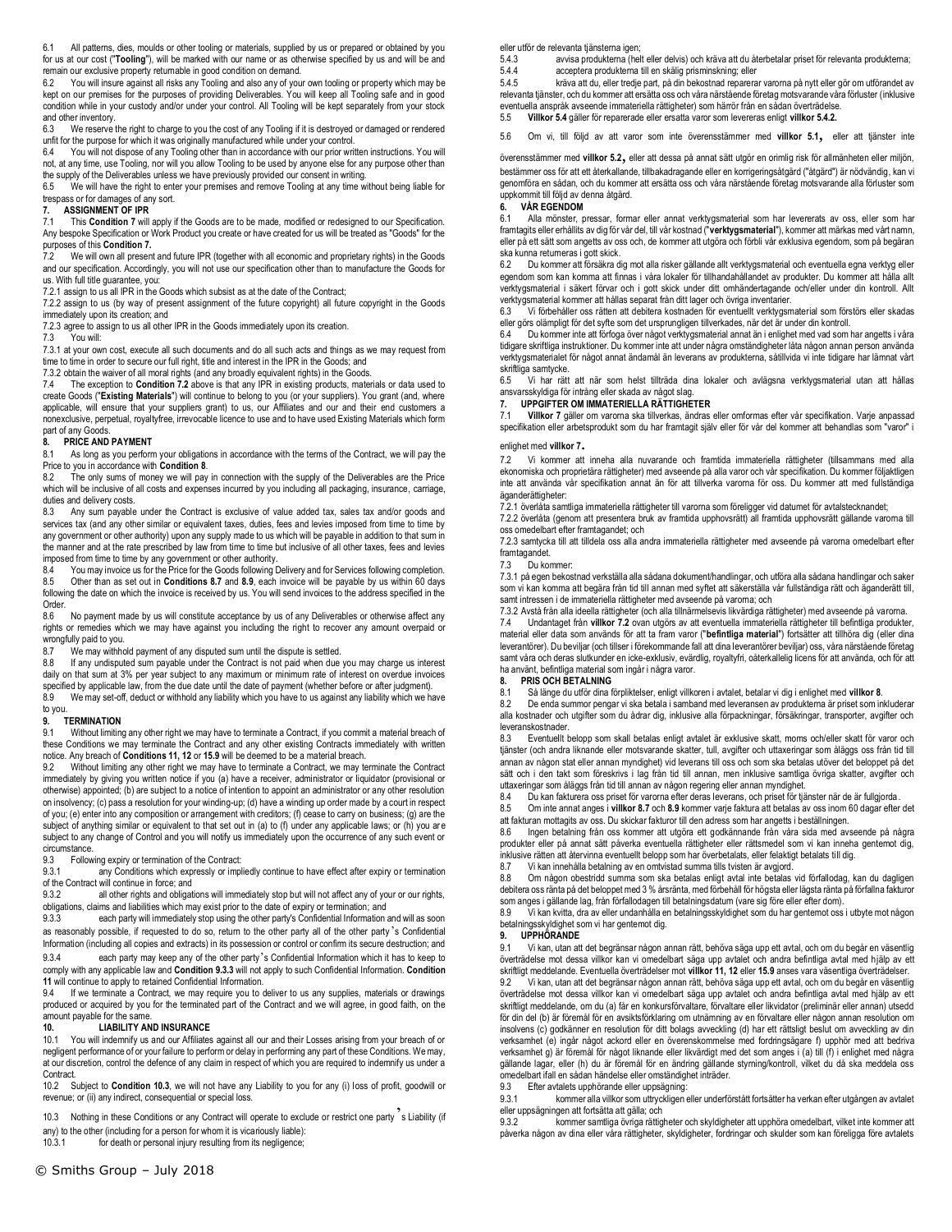6.1 All patterns, dies, moulds or other tooling or materials, supplied by us or prepared or obtained by you for us at our cost ("**Tooling**"), will be marked with our name or as otherwise specified by us and will be and remain our exclusive property returnable in good condition on demand.

6.2 You will insure against all risks any Tooling and also any of your own tooling or property which may be kept on our premises for the purposes of providing Deliverables. You will keep all Tooling safe and in good condition while in your custody and/or under your control. All Tooling will be kept separately from your stock and other inventory.

6.3 We reserve the right to charge to you the cost of any Tooling if it is destroyed or damaged or rendered unfit for the purpose for which it was originally manufactured while under your control.

6.4 You will not dispose of any Tooling other than in accordance with our prior written instructions. You will not, at any time, use Tooling, nor will you allow Tooling to be used by anyone else for any purpose other than the supply of the Deliverables unless we have previously provided our consent in writing.

6.5 We will have the right to enter your premises and remove Tooling at any time without being liable for trespass or for damages of any sort.

## 7. ASSIGNMENT OF IPR

7.1 This **Condition 7** will apply if the Goods are to be made, modified or redesigned to our Specification. Any bespoke Specification or Work Product you create or have created for us will be treated as "Goods" for the purposes of this **Condition 7.**

7.2 We will own all present and future IPR (together with all economic and proprietary rights) in the Goods and our specification. Accordingly, you will not use our specification other than to manufacture the Goods for us. With full title guarantee, you:

7.2.1 assign to us all IPR in the Goods which subsist as at the date of the Contract;

7.2.2 assign to us (by way of present assignment of the future copyright) all future copyright in the Goods immediately upon its creation; and

7.2.3 agree to assign to us all other IPR in the Goods immediately upon its creation.

7.3 You will:

7.3.1 at your own cost, execute all such documents and do all such acts and things as we may request from time to time in order to secure our full right, title and interest in the IPR in the Goods; and

7.3.2 obtain the waiver of all moral rights (and any broadly equivalent rights) in the Goods.

7.4 The exception to **Condition 7.2** above is that any IPR in existing products, materials or data used to create Goods ("**Existing Materials**") will continue to belong to you (or your suppliers). You grant (and, where applicable, will ensure that your suppliers grant) to us, our Affiliates and our and their end customers a nonexclusive, perpetual, royaltyfree, irrevocable licence to use and to have used Existing Materials which form part of any Goods.

## 8. PRICE AND PAYMENT

8.1 As long as you perform your obligations in accordance with the terms of the Contract, we will pay the Price to you in accordance with **Condition 8**.

8.2 The only sums of money we will pay in connection with the supply of the Deliverables are the Price which will be inclusive of all costs and expenses incurred by you including all packaging, insurance, carriage, duties and delivery costs.

8.3 Any sum payable under the Contract is exclusive of value added tax, sales tax and/or goods and services tax (and any other similar or equivalent taxes, duties, fees and levies imposed from time to time by any government or other authority) upon any supply made to us which will be payable in addition to that sum in the manner and at the rate prescribed by law from time to time but inclusive of all other taxes, fees and levies imposed from time to time by any government or other authority.

8.4 You may invoice us for the Price for the Goods following Delivery and for Services following completion.

8.5 Other than as set out in **Conditions 8.7** and **8.9**, each invoice will be payable by us within 60 days following the date on which the invoice is received by us. You will send invoices to the address specified in the Order.

8.6 No payment made by us will constitute acceptance by us of any Deliverables or otherwise affect any rights or remedies which we may have against you including the right to recover any amount overpaid or wrongfully paid to you.

8.7 We may withhold payment of any disputed sum until the dispute is settled.

8.8 If any undisputed sum payable under the Contract is not paid when due you may charge us interest daily on that sum at 3% per year subject to any maximum or minimum rate of interest on overdue invoices specified by applicable law, from the due date until the date of payment (whether before or after judgment).

8.9 We may set-off, deduct or withhold any liability which you have to us against any liability which we have to you.

## 9. TERMINATION

9.1 Without limiting any other right we may have to terminate a Contract, if you commit a material breach of these Conditions we may terminate the Contract and any other existing Contracts immediately with written notice. Any breach of **Conditions 11, 12** or **15.9** will be deemed to be a material breach.

9.2 Without limiting any other right we may have to terminate a Contract, we may terminate the Contract immediately by giving you written notice if you (a) have a receiver, administrator or liquidator (provisional or otherwise) appointed; (b) are subject to a notice of intention to appoint an administrator or any other resolution on insolvency; (c) pass a resolution for your winding-up; (d) have a winding up order made by a court in respect of you; (e) enter into any composition or arrangement with creditors; (f) cease to carry on business; (g) are the subject of anything similar or equivalent to that set out in (a) to (f) under any applicable laws; or (h) you are subject to any change of Control and you will notify us immediately upon the occurrence of any such event or circumstance.

9.3 Following expiry or termination of the Contract:

9.3.1 any Conditions which expressly or impliedly continue to have effect after expiry or termination of the Contract will continue in force; and

9.3.2 all other rights and obligations will immediately stop but will not affect any of your or our rights, obligations, claims and liabilities which may exist prior to the date of expiry or termination; and

9.3.3 each party will immediately stop using the other party's Confidential Information and will as soon as reasonably possible, if requested to do so, return to the other party all of the other party's Confidential Information (including all copies and extracts) in its possession or control or confirm its secure destruction; and

9.3.4 each party may keep any of the other party's Confidential Information which it has to keep to comply with any applicable law and **Condition 9.3.3** will not apply to such Confidential Information. **Condition 11** will continue to apply to retained Confidential Information.

9.4 If we terminate a Contract, we may require you to deliver to us any supplies, materials or drawings produced or acquired by you for the terminated part of the Contract and we will agree, in good faith, on the amount payable for the same.

## 10. LIABILITY AND INSURANCE

10.1 You will indemnify us and our Affiliates against all our and their Losses arising from your breach of or negligent performance of or your failure to perform or delay in performing any part of these Conditions. We may, at our discretion, control the defence of any claim in respect of which you are required to indemnify us under a Contract.

10.2 Subject to **Condition 10.3**, we will not have any Liability to you for any (i) loss of profit, goodwill or revenue; or (ii) any indirect, consequential or special loss.

10.3 Nothing in these Conditions or any Contract will operate to exclude or restrict one party's Liability (if any) to the other (including for a person for whom it is vicariously liable):

10.3.1 for death or personal injury resulting from its negligence;

eller utför de relevanta tjänsterna igen;

5.4.3 avvisa produkterna (helt eller delvis) och kräva att du återbetalar priset för relevanta produkterna;

5.4.4 acceptera produkterna till en skälig prisminskning; eller

5.4.5 kräva att du, eller tredje part, på din bekostnad reparerar varorna på nytt eller gör om utförandet av relevanta tjänster, och du kommer att ersätta oss och våra närstående företag motsvarande våra förluster (inklusive eventuella anspråk avseende immateriella rättigheter) som härrör från en sådan överträdelse.

5.5 **Villkor 5.4** gäller för reparerade eller ersatta varor som levereras enligt **villkor 5.4.2.**

5.6 Om vi, till följd av att varor som inte överensstämmer med **villkor 5.1,** eller att tjänster inte överensstämmer med **villkor 5.2,** eller att dessa på annat sätt utgör en orimlig risk för allmänheten eller miljön, bestämmer oss för att återkallande, tillbakadragande eller en korrigeringsåtgärd ("åtgärd") är nödvändig, kan vi genomföra en sådan, och du kommer att ersätta oss och våra närstående företag motsvarande alla förluster som uppkommit till följd av denna åtgärd.

## 6. VÅR EGENDOM

6.1 Alla mönster, pressar, formar eller annat verktygsmaterial som har levererats av oss, eller som har framtagits eller erhållits av dig för vår del, till vår kostnad ("**verktygsmaterial**"), kommer att märkas med vårt namn, eller på ett sätt som angetts av oss och, de kommer att utgöra och förbli vår exklusiva egendom, som på begäran ska kunna returneras i gott skick.

6.2 Du kommer att försäkra dig mot alla risker gällande allt verktygsmaterial och eventuella egna verktyg eller egendom som kan komma att finnas i våra lokaler för tillhandahållandet av produkter. Du kommer att hålla allt verktygsmaterial i säkert förvar och i gott skick under ditt omhändertagande och/eller under din kontroll. Allt verktygsmaterial kommer att hållas separat från ditt lager och övriga inventarier.

6.3 Vi förbehåller oss rätten att debitera kostnaden för eventuellt verktygsmaterial som förstörs eller skadas eller görs olämpligt för det syfte som det ursprungligen tillverkades, när det är under din kontroll.

6.4 Du kommer inte att förfoga över något verktygsmaterial annat än i enlighet med vad som har angetts i våra tidigare skriftliga instruktioner. Du kommer inte att under några omständigheter låta någon annan person använda verktygsmaterialet för något annat ändamål än leverans av produkterna, såtillvida vi inte tidigare har lämnat vårt skriftliga samtycke.

6.5 Vi har rätt att när som helst tillträda dina lokaler och avlägsna verktygsmaterial utan att hållas ansvarsskyldiga för intrång eller skada av något slag.

## 7. UPPGIFTER OM IMMATERIELLA RÄTTIGHETER

7.1 **Villkor 7** gäller om varorna ska tillverkas, ändras eller omformas efter vår specifikation. Varje anpassad specifikation eller arbetsprodukt som du har framtagit själv eller för vår del kommer att behandlas som "varor" i enlighet med **villkor 7.**

7.2 Vi kommer att inneha alla nuvarande och framtida immateriella rättigheter (tillsammans med alla ekonomiska och proprietära rättigheter) med avseende på alla varor och vår specifikation. Du kommer följaktligen inte att använda vår specifikation annat än för att tillverka varorna för oss. Du kommer att med fullständiga äganderättigheter:

7.2.1 överlåta samtliga immateriella rättigheter till varorna som föreligger vid datumet för avtalstecknandet;

7.2.2 överlåta (genom att presentera bruk av framtida upphovsrätt) all framtida upphovsrätt gällande varorna till oss omedelbart efter framtagandet; och

7.2.3 samtycka till att tilldela oss alla andra immateriella rättigheter med avseende på varorna omedelbart efter framtagandet.

7.3 Du kommer:

7.3.1 på egen bekostnad verkställa alla sådana dokument/handlingar, och utföra alla sådana handlingar och saker som vi kan komma att begära från tid till annan med syftet att säkerställa vår fullständiga rätt och äganderätt till, samt intressen i de immateriella rättigheter med avseende på varorna; och

7.3.2 Avstå från alla ideella rättigheter (och alla tillnärmelsevis likvärdiga rättigheter) med avseende på varorna.

7.4 Undantaget från **villkor 7.2** ovan utgörs av att eventuella immateriella rättigheter till befintliga produkter, material eller data som används för att ta fram varor ("**befintliga material**") fortsätter att tillhöra dig (eller dina leverantörer). Du beviljar (och tillser i förekommande fall att dina leverantörer beviljar) oss, våra närstående företag samt våra och deras slutkunder en icke-exklusiv, evärdlig, royaltyfri, oåterkallelig licens för att använda, och för att ha använt, befintliga material som ingår i några varor.

## 8. PRIS OCH BETALNING

8.1 Så länge du utför dina förpliktelser, enligt villkoren i avtalet, betalar vi dig i enlighet med **villkor 8**.

8.2 De enda summor pengar vi ska betala i samband med leveransen av produkterna är priset som inkluderar alla kostnader och utgifter som du ådrar dig, inklusive alla förpackningar, försäkringar, transporter, avgifter och leveranskostnader.

8.3 Eventuellt belopp som skall betalas enligt avtalet är exklusive skatt, moms och/eller skatt för varor och tjänster (och andra liknande eller motsvarande skatter, tull, avgifter och uttaxeringar som åläggs oss från tid till annan av någon stat eller annan myndighet) vid leverans till oss och som ska betalas utöver det beloppet på det sätt och i den takt som föreskrivs i lag från tid till annan, men inklusive samtliga övriga skatter, avgifter och uttaxeringar som åläggs från tid till annan av någon regering eller annan myndighet.

8.4 Du kan fakturera oss priset för varorna efter deras leverans, och priset för tjänster när de är fullgjorda.

8.5 Om inte annat anges i **villkor 8.7** och **8.9** kommer varje faktura att betalas av oss inom 60 dagar efter det att fakturan mottagits av oss. Du skickar fakturor till den adress som har angetts i beställningen.

8.6 Ingen betalning från oss kommer att utgöra ett godkännande från våra sida med avseende på några produkter eller på annat sätt påverka eventuella rättigheter eller rättsmedel som vi kan inneha gentemot dig, inklusive rätten att återvinna eventuellt belopp som har överbetalats, eller felaktigt betalats till dig.

8.7 Vi kan innehålla betalning av en omtvistad summa tills tvisten är avgjord.

8.8 Om någon obestridd summa som ska betalas enligt avtal inte betalas vid förfallodag, kan du dagligen debitera oss ränta på det beloppet med 3 % årsränta, med förbehåll för högsta eller lägsta ränta på förfallna fakturor som anges i gällande lag, från förfallodagen till betalningsdatum (vare sig före eller efter dom).

8.9 Vi kan kvitta, dra av eller undanhålla en betalningsskyldighet som du har gentemot oss i utbyte mot någon betalningsskyldighet som vi har gentemot dig.

## 9. UPPHÖRANDE

9.1 Vi kan, utan att det begränsar någon annan rätt, behöva säga upp ett avtal, och om du begår en väsentlig överträdelse mot dessa villkor kan vi omedelbart säga upp avtalet och andra befintliga avtal med hjälp av ett skriftligt meddelande. Eventuella överträdelser mot **villkor 11, 12** eller **15.9** anses vara väsentliga överträdelser.

9.2 Vi kan, utan att det begränsar någon annan rätt, behöva säga upp ett avtal, och om du begår en väsentlig överträdelse mot dessa villkor kan vi omedelbart säga upp avtalet och andra befintliga avtal med hjälp av ett skriftligt meddelande, om du (a) får en konkursförvaltare, förvaltare eller likvidator (preliminär eller annan) utsedd för din del (b) är föremål för en avsiktsförklaring om utnämning av en förvaltare eller någon annan resolution om insolvens (c) godkänner en resolution för ditt bolags avveckling (d) har ett rättsligt beslut om avveckling av din verksamhet (e) ingår något ackord eller en överenskommelse med fordringsägare f) upphör med att bedriva verksamhet g) är föremål för något liknande eller likvärdigt med det som anges i (a) till (f) i enlighet med några gällande lagar, eller (h) du är föremål för en ändring gällande styrning/kontroll, vilket du då ska meddela oss omedelbart ifall en sådan händelse eller omständighet inträder.

9.3 Efter avtalets upphörande eller uppsägning:

9.3.1 kommer alla villkor som uttryckligen eller underförstått fortsätter ha verkan efter utgången av avtalet eller uppsägningen att fortsätta att gälla; och

9.3.2 kommer samtliga övriga rättigheter och skyldigheter att upphöra omedelbart, vilket inte kommer att påverka någon av dina eller våra rättigheter, skyldigheter, fordringar och skulder som kan föreligga före avtalets

© Smiths Group – July 2018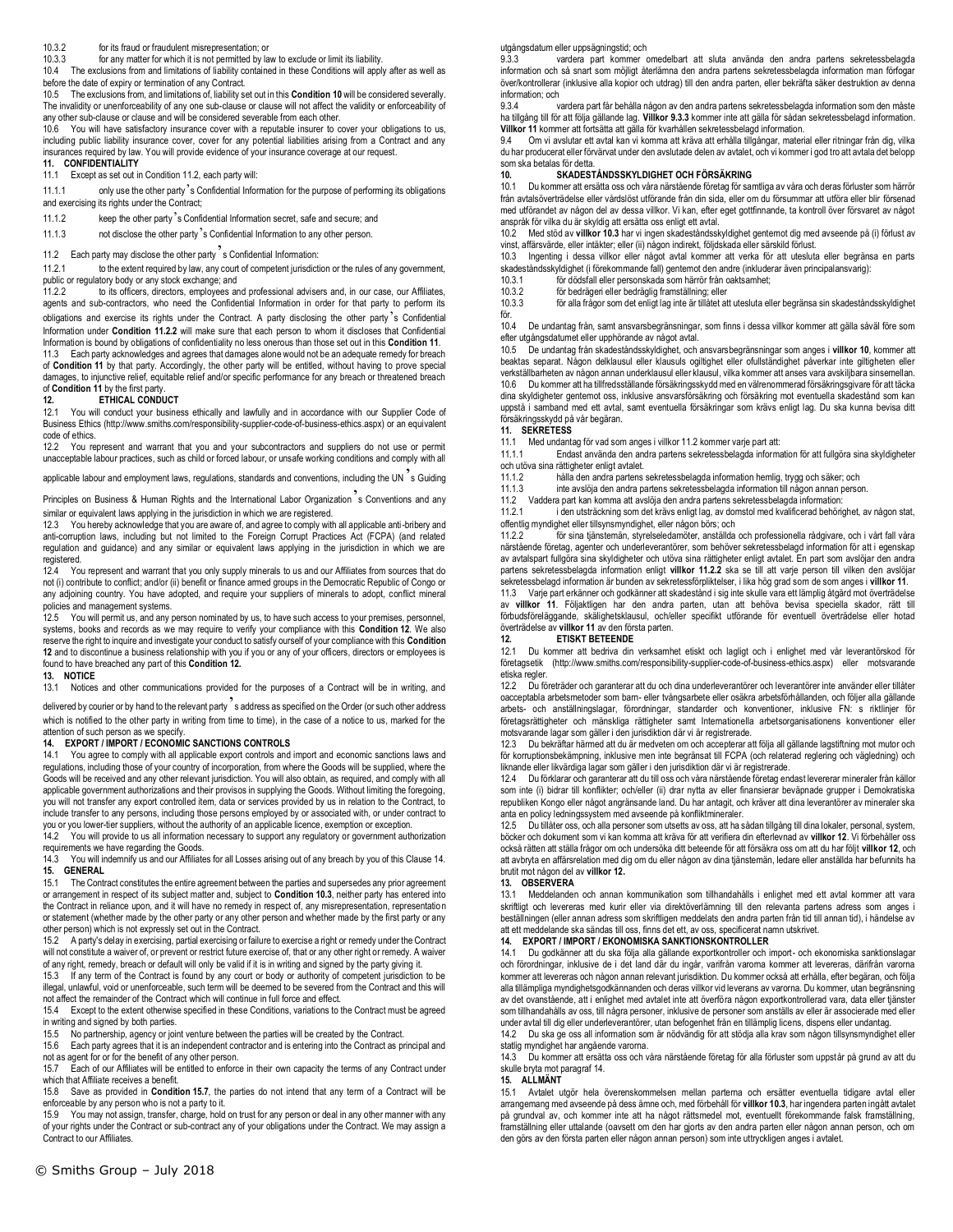10.3.2 for its fraud or fraudulent misrepresentation; or

10.3.3 for any matter for which it is not permitted by law to exclude or limit its liability.

10.4 The exclusions from, and limitations of liability contained in these Conditions will apply after as well as before the date of expiry or termination of any Contract.

10.5 The exclusions from, and limitations of, liability set out in this **Condition 10** will be considered severally. The invalidity or unenforceability of any one sub-clause or clause will not affect the validity or enforceability of any other sub-clause or clause and will be considered severable from each other.

10.6 You will have satisfactory insurance cover with a reputable insurer to cover your obligations to us, including public liability insurance cover, cover for any potential liabilities arising from a Contract and any insurances required by law. You will provide evidence of your insurance coverage at our request.

**11. CONFIDENTIALITY**

11.1 Except as set out in Condition 11.2, each party will:

11.1.1 only use the other party's Confidential Information for the purpose of performing its obligations and exercising its rights under the Contract;

11.1.2 keep the other party's Confidential Information secret, safe and secure; and

11.1.3 not disclose the other party's Confidential Information to any other person.

11.2 Each party may disclose the other party's Confidential Information:

11.2.1 to the extent required by law, any court of competent jurisdiction or the rules of any government, public or regulatory body or any stock exchange; and

11.2.2 to its officers, directors, employees and professional advisers and, in our case, our Affiliates, agents and sub-contractors, who need the Confidential Information in order for that party to perform its obligations and exercise its rights under the Contract. A party disclosing the other party's Confidential Information under **Condition 11.2.2** will make sure that each person to whom it discloses that Confidential Information is bound by obligations of confidentiality no less onerous than those set out in this **Condition 11**.

11.3 Each party acknowledges and agrees that damages alone would not be an adequate remedy for breach of **Condition 11** by that party. Accordingly, the other party will be entitled, without having to prove special damages, to injunctive relief, equitable relief and/or specific performance for any breach or threatened breach of **Condition 11** by the first party.

**12. ETHICAL CONDUCT**

12.1 You will conduct your business ethically and lawfully and in accordance with our Supplier Code of Business Ethics (http://www.smiths.com/responsibility-supplier-code-of-business-ethics.aspx) or an equivalent code of ethics.

12.2 You represent and warrant that you and your subcontractors and suppliers do not use or permit unacceptable labour practices, such as child or forced labour, or unsafe working conditions and comply with all applicable labour and employment laws, regulations, standards and conventions, including the UN's Guiding Principles on Business & Human Rights and the International Labor Organization's Conventions and any similar or equivalent laws applying in the jurisdiction in which we are registered.

12.3 You hereby acknowledge that you are aware of, and agree to comply with all applicable anti-bribery and anti-corruption laws, including but not limited to the Foreign Corrupt Practices Act (FCPA) (and related regulation and guidance) and any similar or equivalent laws applying in the jurisdiction in which we are registered.

12.4 You represent and warrant that you only supply minerals to us and our Affiliates from sources that do not (i) contribute to conflict; and/or (ii) benefit or finance armed groups in the Democratic Republic of Congo or any adjoining country. You have adopted, and require your suppliers of minerals to adopt, conflict mineral policies and management systems.

12.5 You will permit us, and any person nominated by us, to have such access to your premises, personnel, systems, books and records as we may require to verify your compliance with this **Condition 12**. We also reserve the right to inquire and investigate your conduct to satisfy ourself of your compliance with this **Condition 12** and to discontinue a business relationship with you if you or any of your officers, directors or employees is found to have breached any part of this **Condition 12.**

**13. NOTICE**

13.1 Notices and other communications provided for the purposes of a Contract will be in writing, and delivered by courier or by hand to the relevant party's address as specified on the Order (or such other address which is notified to the other party in writing from time to time), in the case of a notice to us, marked for the attention of such person as we specify.

**14. EXPORT / IMPORT / ECONOMIC SANCTIONS CONTROLS**

14.1 You agree to comply with all applicable export controls and import and economic sanctions laws and regulations, including those of your country of incorporation, from where the Goods will be supplied, where the Goods will be received and any other relevant jurisdiction. You will also obtain, as required, and comply with all applicable government authorizations and their provisos in supplying the Goods. Without limiting the foregoing, you will not transfer any export controlled item, data or services provided by us in relation to the Contract, to include transfer to any persons, including those persons employed by or associated with, or under contract to you or you lower-tier suppliers, without the authority of an applicable licence, exemption or exception.

14.2 You will provide to us all information necessary to support any regulatory or government authorization requirements we have regarding the Goods.

14.3 You will indemnify us and our Affiliates for all Losses arising out of any breach by you of this Clause 14.

**15. GENERAL**

15.1 The Contract constitutes the entire agreement between the parties and supersedes any prior agreement or arrangement in respect of its subject matter and, subject to **Condition 10.3**, neither party has entered into the Contract in reliance upon, and it will have no remedy in respect of, any misrepresentation, representation or statement (whether made by the other party or any other person and whether made by the first party or any other person) which is not expressly set out in the Contract.

15.2 A party's delay in exercising, partial exercising or failure to exercise a right or remedy under the Contract will not constitute a waiver of, or prevent or restrict future exercise of, that or any other right or remedy. A waiver of any right, remedy, breach or default will only be valid if it is in writing and signed by the party giving it.

15.3 If any term of the Contract is found by any court or body or authority of competent jurisdiction to be illegal, unlawful, void or unenforceable, such term will be deemed to be severed from the Contract and this will not affect the remainder of the Contract which will continue in full force and effect.

15.4 Except to the extent otherwise specified in these Conditions, variations to the Contract must be agreed in writing and signed by both parties.

15.5 No partnership, agency or joint venture between the parties will be created by the Contract.

15.6 Each party agrees that it is an independent contractor and is entering into the Contract as principal and not as agent for or for the benefit of any other person.

15.7 Each of our Affiliates will be entitled to enforce in their own capacity the terms of any Contract under which that Affiliate receives a benefit.

15.8 Save as provided in **Condition 15.7**, the parties do not intend that any term of a Contract will be enforceable by any person who is not a party to it.

15.9 You may not assign, transfer, charge, hold on trust for any person or deal in any other manner with any of your rights under the Contract or sub-contract any of your obligations under the Contract. We may assign a Contract to our Affiliates.

utgångsdatum eller uppsägningstid; och

9.3.3 vardera part kommer omedelbart att sluta använda den andra partens sekretessbelagda information och så snart som möjligt återlämna den andra partens sekretessbelagda information man förfogar över/kontrollerar (inklusive alla kopior och utdrag) till den andra parten, eller bekräfta säker destruktion av denna information; och

9.3.4 vardera part får behålla någon av den andra partens sekretessbelagda information som den måste ha tillgång till för att följa gällande lag. **Villkor 9.3.3** kommer inte att gälla för sådan sekretessbelagd information. **Villkor 11** kommer att fortsätta att gälla för kvarhållen sekretessbelagd information.

9.4 Om vi avslutar ett avtal kan vi komma att kräva att erhålla tillgångar, material eller ritningar från dig, vilka du har producerat eller förvärvat under den avslutade delen av avtalet, och vi kommer i god tro att avtala det belopp som ska betalas för detta.

**10. SKADESTÅNDSSKYLDIGHET OCH FÖRSÄKRING**

10.1 Du kommer att ersätta oss och våra närstående företag för samtliga av våra och deras förluster som härrör från avtalsöverträdelse eller vårdslöst utförande från din sida, eller om du försummar att utföra eller blir försenad med utförandet av någon del av dessa villkor. Vi kan, efter eget gottfinnande, ta kontroll över försvaret av något anspråk för vilka du är skyldig att ersätta oss enligt ett avtal.

10.2 Med stöd av **villkor 10.3** har vi ingen skadeståndsskyldighet gentemot dig med avseende på (i) förlust av vinst, affärsvärde, eller intäkter; eller (ii) någon indirekt, följdskada eller särskild förlust.

10.3 Ingenting i dessa villkor eller något avtal kommer att verka för att utesluta eller begränsa en parts skadeståndsskyldighet (i förekommande fall) gentemot den andre (inkluderar även principalansvarig):

10.3.1 för dödsfall eller personskada som härrör från oaktsamhet;

10.3.2 för bedrägeri eller bedräglig framställning; eller

10.3.3 för alla frågor som det enligt lag inte är tillåtet att utesluta eller begränsa sin skadeståndsskyldighet för.

10.4 De undantag från, samt ansvarsbegränsningar, som finns i dessa villkor kommer att gälla såväl före som efter utgångsdatumet eller upphörande av något avtal.

10.5 De undantag från skadeståndsskyldighet, och ansvarsbegränsningar som anges i **villkor 10**, kommer att beaktas separat. Någon delklausul eller klausuls ogiltighet eller ofullständighet påverkar inte giltigheten eller verkställbarheten av någon annan underklausul eller klausul, vilka kommer att anses vara avskiljbara sinsemellan.

10.6 Du kommer att ha tillfredsställande försäkringsskydd med en välrenommerad försäkringsgivare för att täcka dina skyldigheter gentemot oss, inklusive ansvarsförsäkring och försäkring mot eventuella skadestånd som kan uppstå i samband med ett avtal, samt eventuella försäkringar som krävs enligt lag. Du ska kunna bevisa ditt försäkringsskydd på vår begäran.

**11. SEKRETESS**

11.1 Med undantag för vad som anges i villkor 11.2 kommer varje part att:

11.1.1 Endast använda den andra partens sekretessbelagda information för att fullgöra sina skyldigheter och utöva sina rättigheter enligt avtalet.

11.1.2 hålla den andra partens sekretessbelagda information hemlig, trygg och säker; och

11.1.3 inte avslöja den andra partens sekretessbelagda information till någon annan person.

11.2 Vaddera part kan komma att avslöja den andra partens sekretessbelagda information:

11.2.1 i den utsträckning som det krävs enligt lag, av domstol med kvalificerad behörighet, av någon stat, offentlig myndighet eller tillsynsmyndighet, eller någon börs; och

11.2.2 för sina tjänstemän, styrelseledamöter, anställda och professionella rådgivare, och i vårt fall våra närstående företag, agenter och underleverantörer, som behöver sekretessbelagd information för att i egenskap av avtalspart fullgöra sina skyldigheter och utöva sina rättigheter enligt avtalet. En part som avslöjar den andra partens sekretessbelagda information enligt **villkor 11.2.2** ska se till att varje person till vilken den avslöjar sekretessbelagd information är bunden av sekretessförpliktelser, i lika hög grad som de som anges i **villkor 11**.

11.3 Varje part erkänner och godkänner att skadestånd i sig inte skulle vara ett lämplig åtgärd mot överträdelse av **villkor 11**. Följaktligen har den andra parten, utan att behöva bevisa speciella skador, rätt till förbudsföreläggande, skälighetsklausul, och/eller specifikt utförande för eventuell överträdelse eller hotad överträdelse av **villkor 11** av den första parten.

**12. ETISKT BETEENDE**

12.1 Du kommer att bedriva din verksamhet etiskt och lagligt och i enlighet med vår leverantörskod för företagsetik (http://www.smiths.com/responsibility-supplier-code-of-business-ethics.aspx) eller motsvarande etiska regler.

12.2 Du företräder och garanterar att du och dina underleverantörer och leverantörer inte använder eller tillåter oacceptabla arbetsmetoder som barn- eller tvångsarbete eller osäkra arbetsförhållanden, och följer alla gällande arbets- och anställningslagar, förordningar, standarder och konventioner, inklusive FN: s riktlinjer för företagsrättigheter och mänskliga rättigheter samt Internationella arbetsorganisationens konventioner eller motsvarande lagar som gäller i den jurisdiktion där vi är registrerade.

12.3 Du bekräftar härmed att du är medveten om och accepterar att följa all gällande lagstiftning mot mutor och för korruptionsbekämpning, inklusive men inte begränsat till FCPA (och relaterad reglering och vägledning) och liknande eller likvärdiga lagar som gäller i den jurisdiktion där vi är registrerade.

12.4 Du förklarar och garanterar att du till oss och våra närstående företag endast levererar mineraler från källor som inte (i) bidrar till konflikter; och/eller (ii) drar nytta av eller finansierar beväpnade grupper i Demokratiska republiken Kongo eller något angränsande land. Du har antagit, och kräver att dina leverantörer av mineraler ska anta en policy ledningssystem med avseende på konfliktmineraler.

12.5 Du tillåter oss, och alla personer som utsetts av oss, att ha sådan tillgång till dina lokaler, personal, system, böcker och dokument som vi kan komma att kräva för att verifiera din efterlevnad av **villkor 12**. Vi förbehåller oss också rätten att ställa frågor om och undersöka ditt beteende för att försäkra oss om att du har följt **villkor 12**, och att avbryta en affärsrelation med dig om du eller någon av dina tjänstemän, ledare eller anställda har befunnits ha brutit mot någon del av **villkor 12.**

**13. OBSERVERA**

13.1 Meddelanden och annan kommunikation som tillhandahålls i enlighet med ett avtal kommer att vara skriftligt och levereras med kurir eller via direktöverlämning till den relevanta partens adress som anges i beställningen (eller annan adress som skriftligen meddelats den andra parten från tid till annan tid), i händelse av att ett meddelande ska sändas till oss, finns det ett, av oss, specificerat namn utskrivet.

**14. EXPORT / IMPORT / EKONOMISKA SANKTIONSKONTROLLER**

14.1 Du godkänner att du ska följa alla gällande exportkontroller och import- och ekonomiska sanktionslagar och förordningar, inklusive de i det land där du ingår, varifrån varorna kommer att levereras, därifrån varorna kommer att levereras och någon annan relevant jurisdiktion. Du kommer också att erhålla, efter begäran, och följa alla tillämpliga myndighetsgodkännanden och deras villkor vid leverans av varorna. Du kommer, utan begränsning av det ovanstående, att i enlighet med avtalet inte att överföra någon exportkontrollerad vara, data eller tjänster som tillhandahålls av oss, till några personer, inklusive de personer som anställs av eller är associerade med eller under avtal till dig eller underleverantörer, utan befogenhet från en tillämplig licens, dispens eller undantag.

14.2 Du ska ge oss all information som är nödvändig för att stödja alla krav som någon tillsynsmyndighet eller statlig myndighet har angående varorna.

14.3 Du kommer att ersätta oss och våra närstående företag för alla förluster som uppstår på grund av att du skulle bryta mot paragraf 14.

**15. ALLMÄNT**

15.1 Avtalet utgör hela överenskommelsen mellan parterna och ersätter eventuella tidigare avtal eller arrangemang med avseende på dess ämne och, med förbehåll för **villkor 10.3**, har ingendera parten ingått avtalet på grundval av, och kommer inte att ha något rättsmedel mot, eventuellt förekommande falsk framställning, framställning eller uttalande (oavsett om den har gjorts av den andra parten eller någon annan person, och om den görs av den första parten eller någon annan person) som inte uttryckligen anges i avtalet.

© Smiths Group – July 2018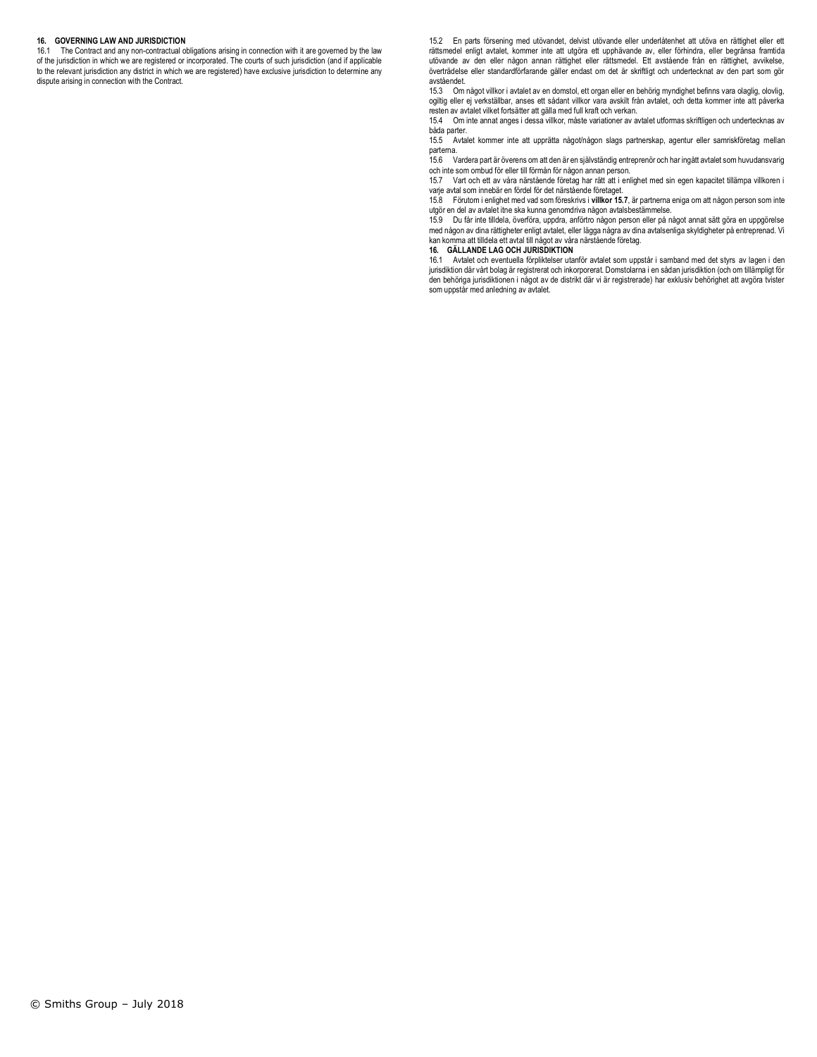**16. GOVERNING LAW AND JURISDICTION**

16.1 The Contract and any non-contractual obligations arising in connection with it are governed by the law of the jurisdiction in which we are registered or incorporated. The courts of such jurisdiction (and if applicable to the relevant jurisdiction any district in which we are registered) have exclusive jurisdiction to determine any dispute arising in connection with the Contract.

15.2 En parts försening med utövandet, delvist utövande eller underlåtenhet att utöva en rättighet eller ett rättsmedel enligt avtalet, kommer inte att utgöra ett upphävande av, eller förhindra, eller begränsa framtida utövande av den eller någon annan rättighet eller rättsmedel. Ett avstående från en rättighet, avvikelse, överträdelse eller standardförfarande gäller endast om det är skriftligt och undertecknat av den part som gör avståendet.

15.3 Om något villkor i avtalet av en domstol, ett organ eller en behörig myndighet befinns vara olaglig, olovlig, ogiltig eller ej verkställbar, anses ett sådant villkor vara avskilt från avtalet, och detta kommer inte att påverka resten av avtalet vilket fortsätter att gälla med full kraft och verkan.

15.4 Om inte annat anges i dessa villkor, måste variationer av avtalet utformas skriftligen och undertecknas av båda parter.

15.5 Avtalet kommer inte att upprätta något/någon slags partnerskap, agentur eller samriskföretag mellan parterna.

15.6 Vardera part är överens om att den är en självständig entreprenör och har ingått avtalet som huvudansvarig och inte som ombud för eller till förmån för någon annan person.

15.7 Vart och ett av våra närstående företag har rätt att i enlighet med sin egen kapacitet tillämpa villkoren i varje avtal som innebär en fördel för det närstående företaget.

15.8 Förutom i enlighet med vad som föreskrivs i **villkor 15.7**, är partnerna eniga om att någon person som inte utgör en del av avtalet itne ska kunna genomdriva någon avtalsbestämmelse.

15.9 Du får inte tilldela, överföra, uppdra, anförtro någon person eller på något annat sätt göra en uppgörelse med någon av dina rättigheter enligt avtalet, eller lägga några av dina avtalsenliga skyldigheter på entreprenad. Vi kan komma att tilldela ett avtal till något av våra närstående företag.

**16. GÄLLANDE LAG OCH JURISDIKTION**

16.1 Avtalet och eventuella förpliktelser utanför avtalet som uppstår i samband med det styrs av lagen i den jurisdiktion där vårt bolag är registrerat och inkorporerat. Domstolarna i en sådan jurisdiktion (och om tillämpligt för den behöriga jurisdiktionen i något av de distrikt där vi är registrerade) har exklusiv behörighet att avgöra tvister som uppstår med anledning av avtalet.

© Smiths Group – July 2018